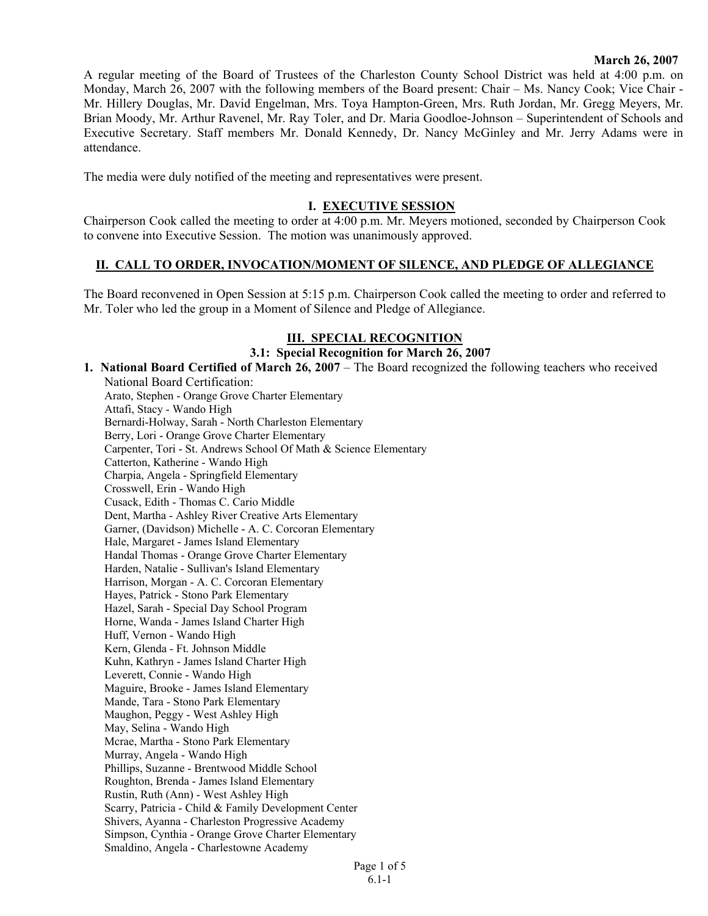**March 26, 2007**

A regular meeting of the Board of Trustees of the Charleston County School District was held at 4:00 p.m. on Monday, March 26, 2007 with the following members of the Board present: Chair – Ms. Nancy Cook; Vice Chair - Mr. Hillery Douglas, Mr. David Engelman, Mrs. Toya Hampton-Green, Mrs. Ruth Jordan, Mr. Gregg Meyers, Mr. Brian Moody, Mr. Arthur Ravenel, Mr. Ray Toler, and Dr. Maria Goodloe-Johnson – Superintendent of Schools and Executive Secretary. Staff members Mr. Donald Kennedy, Dr. Nancy McGinley and Mr. Jerry Adams were in attendance.

The media were duly notified of the meeting and representatives were present.

## I. EXECUTIVE SESSION

Chairperson Cook called the meeting to order at 4:00 p.m. Mr. Meyers motioned, seconded by Chairperson Cook to convene into Executive Session. The motion was unanimously approved.

## II. CALL TO ORDER, INVOCATION/MOMENT OF SILENCE, AND PLEDGE OF ALLEGIANCE

The Board reconvened in Open Session at 5:15 p.m. Chairperson Cook called the meeting to order and referred to Mr. Toler who led the group in a Moment of Silence and Pledge of Allegiance.

## III. SPECIAL RECOGNITION

### 3.1: Special Recognition for March 26, 2007

1. **National Board Certified of March 26, 2007** – The Board recognized the following teachers who received National Board Certification:

   Arato, Stephen - Orange Grove Charter Elementary
   Attafi, Stacy - Wando High
   Bernardi-Holway, Sarah - North Charleston Elementary
   Berry, Lori - Orange Grove Charter Elementary
   Carpenter, Tori - St. Andrews School Of Math & Science Elementary
   Catterton, Katherine - Wando High
   Charpia, Angela - Springfield Elementary
   Crosswell, Erin - Wando High
   Cusack, Edith - Thomas C. Cario Middle
   Dent, Martha - Ashley River Creative Arts Elementary
   Garner, (Davidson) Michelle - A. C. Corcoran Elementary
   Hale, Margaret - James Island Elementary
   Handal Thomas - Orange Grove Charter Elementary
   Harden, Natalie - Sullivan's Island Elementary
   Harrison, Morgan - A. C. Corcoran Elementary
   Hayes, Patrick - Stono Park Elementary
   Hazel, Sarah - Special Day School Program
   Horne, Wanda - James Island Charter High
   Huff, Vernon - Wando High
   Kern, Glenda - Ft. Johnson Middle
   Kuhn, Kathryn - James Island Charter High
   Leverett, Connie - Wando High
   Maguire, Brooke - James Island Elementary
   Mande, Tara - Stono Park Elementary
   Maughon, Peggy - West Ashley High
   May, Selina - Wando High
   Mcrae, Martha - Stono Park Elementary
   Murray, Angela - Wando High
   Phillips, Suzanne - Brentwood Middle School
   Roughton, Brenda - James Island Elementary
   Rustin, Ruth (Ann) - West Ashley High
   Scarry, Patricia - Child & Family Development Center
   Shivers, Ayanna - Charleston Progressive Academy
   Simpson, Cynthia - Orange Grove Charter Elementary
   Smaldino, Angela - Charlestowne Academy

6.1-1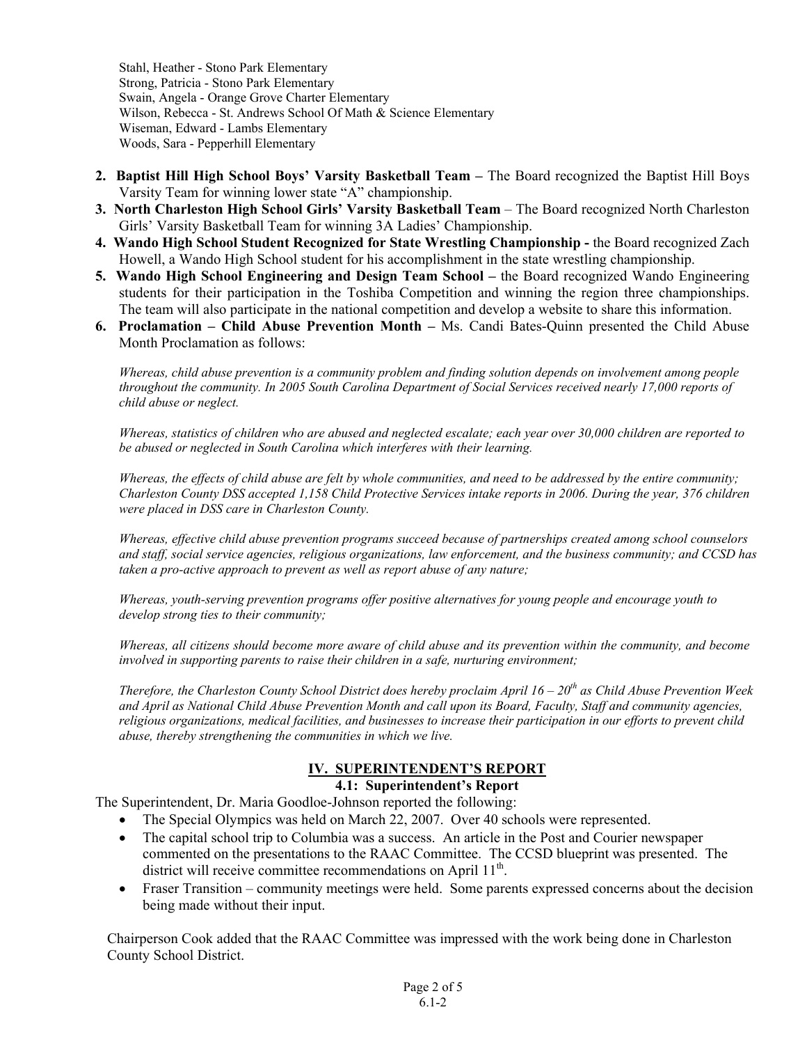Stahl, Heather - Stono Park Elementary
Strong, Patricia - Stono Park Elementary
Swain, Angela - Orange Grove Charter Elementary
Wilson, Rebecca - St. Andrews School Of Math & Science Elementary
Wiseman, Edward - Lambs Elementary
Woods, Sara - Pepperhill Elementary

2. **Baptist Hill High School Boys' Varsity Basketball Team –** The Board recognized the Baptist Hill Boys Varsity Team for winning lower state "A" championship.
3. **North Charleston High School Girls' Varsity Basketball Team** – The Board recognized North Charleston Girls' Varsity Basketball Team for winning 3A Ladies' Championship.
4. **Wando High School Student Recognized for State Wrestling Championship -** the Board recognized Zach Howell, a Wando High School student for his accomplishment in the state wrestling championship.
5. **Wando High School Engineering and Design Team School –** the Board recognized Wando Engineering students for their participation in the Toshiba Competition and winning the region three championships. The team will also participate in the national competition and develop a website to share this information.
6. **Proclamation – Child Abuse Prevention Month –** Ms. Candi Bates-Quinn presented the Child Abuse Month Proclamation as follows:

*Whereas, child abuse prevention is a community problem and finding solution depends on involvement among people throughout the community. In 2005 South Carolina Department of Social Services received nearly 17,000 reports of child abuse or neglect.*

*Whereas, statistics of children who are abused and neglected escalate; each year over 30,000 children are reported to be abused or neglected in South Carolina which interferes with their learning.*

*Whereas, the effects of child abuse are felt by whole communities, and need to be addressed by the entire community; Charleston County DSS accepted 1,158 Child Protective Services intake reports in 2006. During the year, 376 children were placed in DSS care in Charleston County.*

*Whereas, effective child abuse prevention programs succeed because of partnerships created among school counselors and staff, social service agencies, religious organizations, law enforcement, and the business community; and CCSD has taken a pro-active approach to prevent as well as report abuse of any nature;*

*Whereas, youth-serving prevention programs offer positive alternatives for young people and encourage youth to develop strong ties to their community;*

*Whereas, all citizens should become more aware of child abuse and its prevention within the community, and become involved in supporting parents to raise their children in a safe, nurturing environment;*

*Therefore, the Charleston County School District does hereby proclaim April 16 – 20th as Child Abuse Prevention Week and April as National Child Abuse Prevention Month and call upon its Board, Faculty, Staff and community agencies, religious organizations, medical facilities, and businesses to increase their participation in our efforts to prevent child abuse, thereby strengthening the communities in which we live.*

## IV. SUPERINTENDENT'S REPORT

### 4.1: Superintendent's Report

The Superintendent, Dr. Maria Goodloe-Johnson reported the following:

- The Special Olympics was held on March 22, 2007. Over 40 schools were represented.
- The capital school trip to Columbia was a success. An article in the Post and Courier newspaper commented on the presentations to the RAAC Committee. The CCSD blueprint was presented. The district will receive committee recommendations on April 11th.
- Fraser Transition – community meetings were held. Some parents expressed concerns about the decision being made without their input.

Chairperson Cook added that the RAAC Committee was impressed with the work being done in Charleston County School District.

6.1-2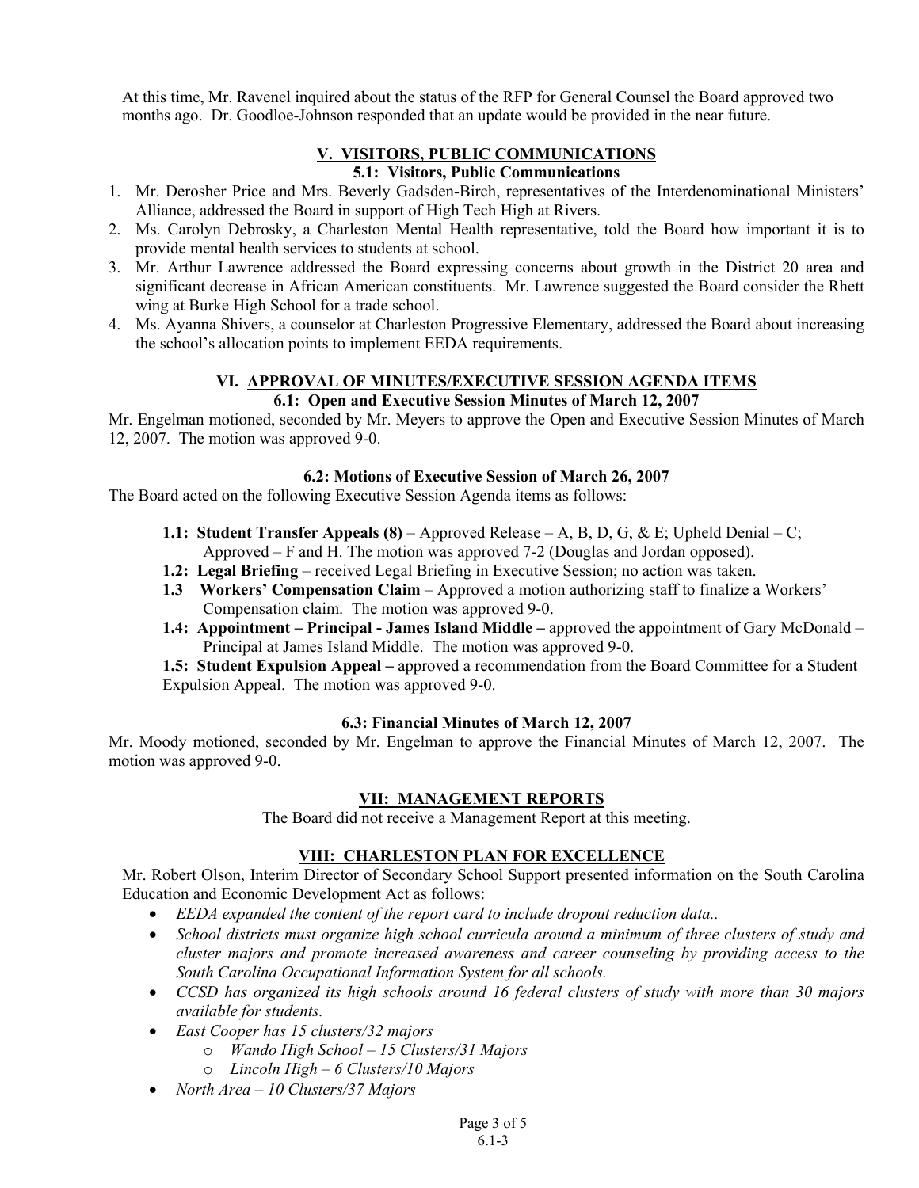At this time, Mr. Ravenel inquired about the status of the RFP for General Counsel the Board approved two months ago. Dr. Goodloe-Johnson responded that an update would be provided in the near future.

## V. VISITORS, PUBLIC COMMUNICATIONS

### 5.1: Visitors, Public Communications

1. Mr. Derosher Price and Mrs. Beverly Gadsden-Birch, representatives of the Interdenominational Ministers' Alliance, addressed the Board in support of High Tech High at Rivers.
2. Ms. Carolyn Debrosky, a Charleston Mental Health representative, told the Board how important it is to provide mental health services to students at school.
3. Mr. Arthur Lawrence addressed the Board expressing concerns about growth in the District 20 area and significant decrease in African American constituents. Mr. Lawrence suggested the Board consider the Rhett wing at Burke High School for a trade school.
4. Ms. Ayanna Shivers, a counselor at Charleston Progressive Elementary, addressed the Board about increasing the school's allocation points to implement EEDA requirements.

## VI. APPROVAL OF MINUTES/EXECUTIVE SESSION AGENDA ITEMS

### 6.1: Open and Executive Session Minutes of March 12, 2007

Mr. Engelman motioned, seconded by Mr. Meyers to approve the Open and Executive Session Minutes of March 12, 2007. The motion was approved 9-0.

### 6.2: Motions of Executive Session of March 26, 2007

The Board acted on the following Executive Session Agenda items as follows:

**1.1: Student Transfer Appeals (8)** – Approved Release – A, B, D, G, & E; Upheld Denial – C; Approved – F and H. The motion was approved 7-2 (Douglas and Jordan opposed).

**1.2: Legal Briefing** – received Legal Briefing in Executive Session; no action was taken.

**1.3 Workers' Compensation Claim** – Approved a motion authorizing staff to finalize a Workers' Compensation claim. The motion was approved 9-0.

**1.4: Appointment – Principal - James Island Middle –** approved the appointment of Gary McDonald – Principal at James Island Middle. The motion was approved 9-0.

**1.5: Student Expulsion Appeal –** approved a recommendation from the Board Committee for a Student Expulsion Appeal. The motion was approved 9-0.

### 6.3: Financial Minutes of March 12, 2007

Mr. Moody motioned, seconded by Mr. Engelman to approve the Financial Minutes of March 12, 2007. The motion was approved 9-0.

## VII: MANAGEMENT REPORTS

The Board did not receive a Management Report at this meeting.

## VIII: CHARLESTON PLAN FOR EXCELLENCE

Mr. Robert Olson, Interim Director of Secondary School Support presented information on the South Carolina Education and Economic Development Act as follows:

- *EEDA expanded the content of the report card to include dropout reduction data..*
- *School districts must organize high school curricula around a minimum of three clusters of study and cluster majors and promote increased awareness and career counseling by providing access to the South Carolina Occupational Information System for all schools.*
- *CCSD has organized its high schools around 16 federal clusters of study with more than 30 majors available for students.*
- *East Cooper has 15 clusters/32 majors*
  - *Wando High School – 15 Clusters/31 Majors*
  - *Lincoln High – 6 Clusters/10 Majors*
- *North Area – 10 Clusters/37 Majors*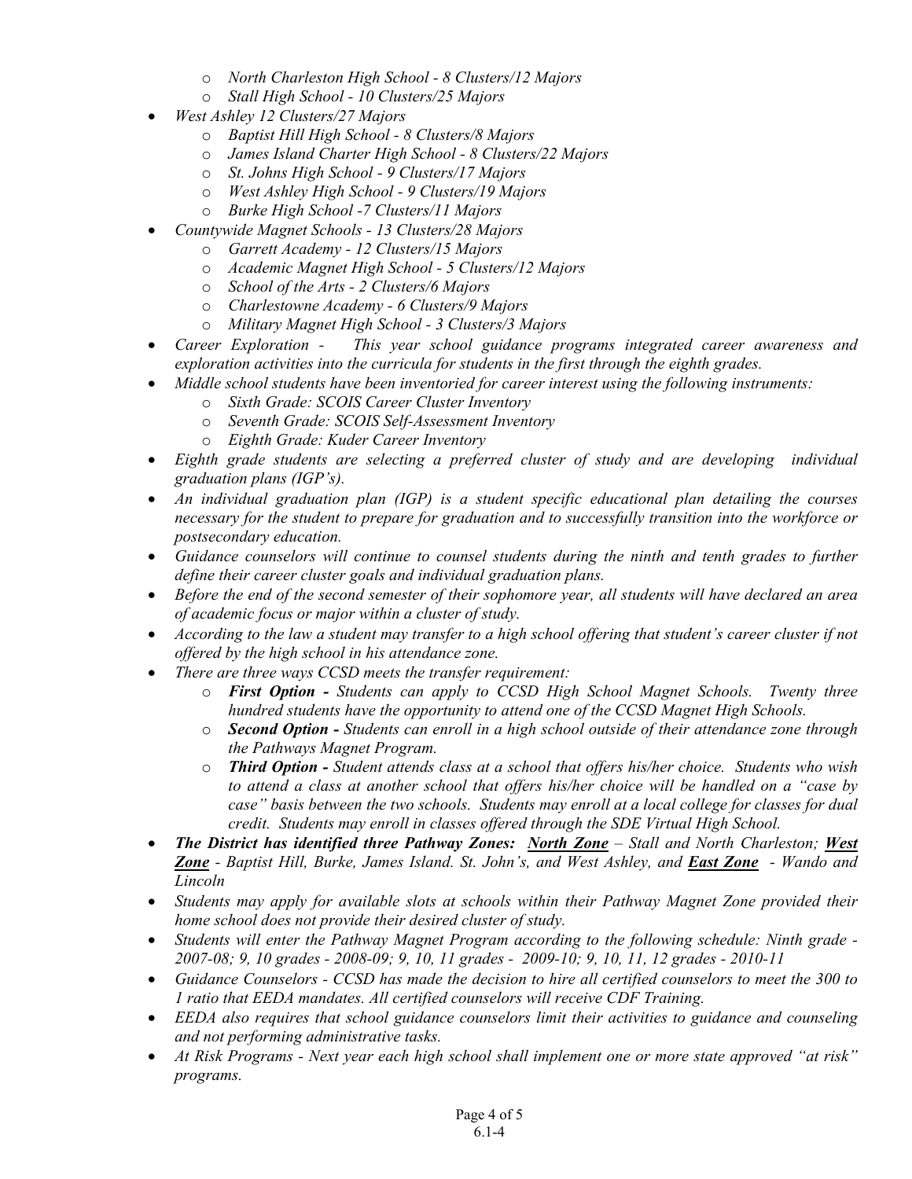- *North Charleston High School - 8 Clusters/12 Majors*
  - *Stall High School - 10 Clusters/25 Majors*
- *West Ashley 12 Clusters/27 Majors*
  - *Baptist Hill High School - 8 Clusters/8 Majors*
  - *James Island Charter High School - 8 Clusters/22 Majors*
  - *St. Johns High School - 9 Clusters/17 Majors*
  - *West Ashley High School - 9 Clusters/19 Majors*
  - *Burke High School -7 Clusters/11 Majors*
- *Countywide Magnet Schools - 13 Clusters/28 Majors*
  - *Garrett Academy - 12 Clusters/15 Majors*
  - *Academic Magnet High School - 5 Clusters/12 Majors*
  - *School of the Arts - 2 Clusters/6 Majors*
  - *Charlestowne Academy - 6 Clusters/9 Majors*
  - *Military Magnet High School - 3 Clusters/3 Majors*
- *Career Exploration - This year school guidance programs integrated career awareness and exploration activities into the curricula for students in the first through the eighth grades.*
- *Middle school students have been inventoried for career interest using the following instruments:*
  - *Sixth Grade: SCOIS Career Cluster Inventory*
  - *Seventh Grade: SCOIS Self-Assessment Inventory*
  - *Eighth Grade: Kuder Career Inventory*
- *Eighth grade students are selecting a preferred cluster of study and are developing individual graduation plans (IGP's).*
- *An individual graduation plan (IGP) is a student specific educational plan detailing the courses necessary for the student to prepare for graduation and to successfully transition into the workforce or postsecondary education.*
- *Guidance counselors will continue to counsel students during the ninth and tenth grades to further define their career cluster goals and individual graduation plans.*
- *Before the end of the second semester of their sophomore year, all students will have declared an area of academic focus or major within a cluster of study.*
- *According to the law a student may transfer to a high school offering that student's career cluster if not offered by the high school in his attendance zone.*
- *There are three ways CCSD meets the transfer requirement:*
  - ***First Option -** Students can apply to CCSD High School Magnet Schools. Twenty three hundred students have the opportunity to attend one of the CCSD Magnet High Schools.*
  - ***Second Option -** Students can enroll in a high school outside of their attendance zone through the Pathways Magnet Program.*
  - ***Third Option -** Student attends class at a school that offers his/her choice. Students who wish to attend a class at another school that offers his/her choice will be handled on a "case by case" basis between the two schools. Students may enroll at a local college for classes for dual credit. Students may enroll in classes offered through the SDE Virtual High School.*
- ***The District has identified three Pathway Zones:** ***<u>North Zone</u>*** – Stall and North Charleston; ***<u>West Zone</u>*** - Baptist Hill, Burke, James Island. St. John's, and West Ashley, and ***<u>East Zone</u>*** - Wando and Lincoln*
- *Students may apply for available slots at schools within their Pathway Magnet Zone provided their home school does not provide their desired cluster of study.*
- *Students will enter the Pathway Magnet Program according to the following schedule: Ninth grade - 2007-08; 9, 10 grades - 2008-09; 9, 10, 11 grades - 2009-10; 9, 10, 11, 12 grades - 2010-11*
- *Guidance Counselors - CCSD has made the decision to hire all certified counselors to meet the 300 to 1 ratio that EEDA mandates. All certified counselors will receive CDF Training.*
- *EEDA also requires that school guidance counselors limit their activities to guidance and counseling and not performing administrative tasks.*
- *At Risk Programs - Next year each high school shall implement one or more state approved "at risk" programs.*

6.1-4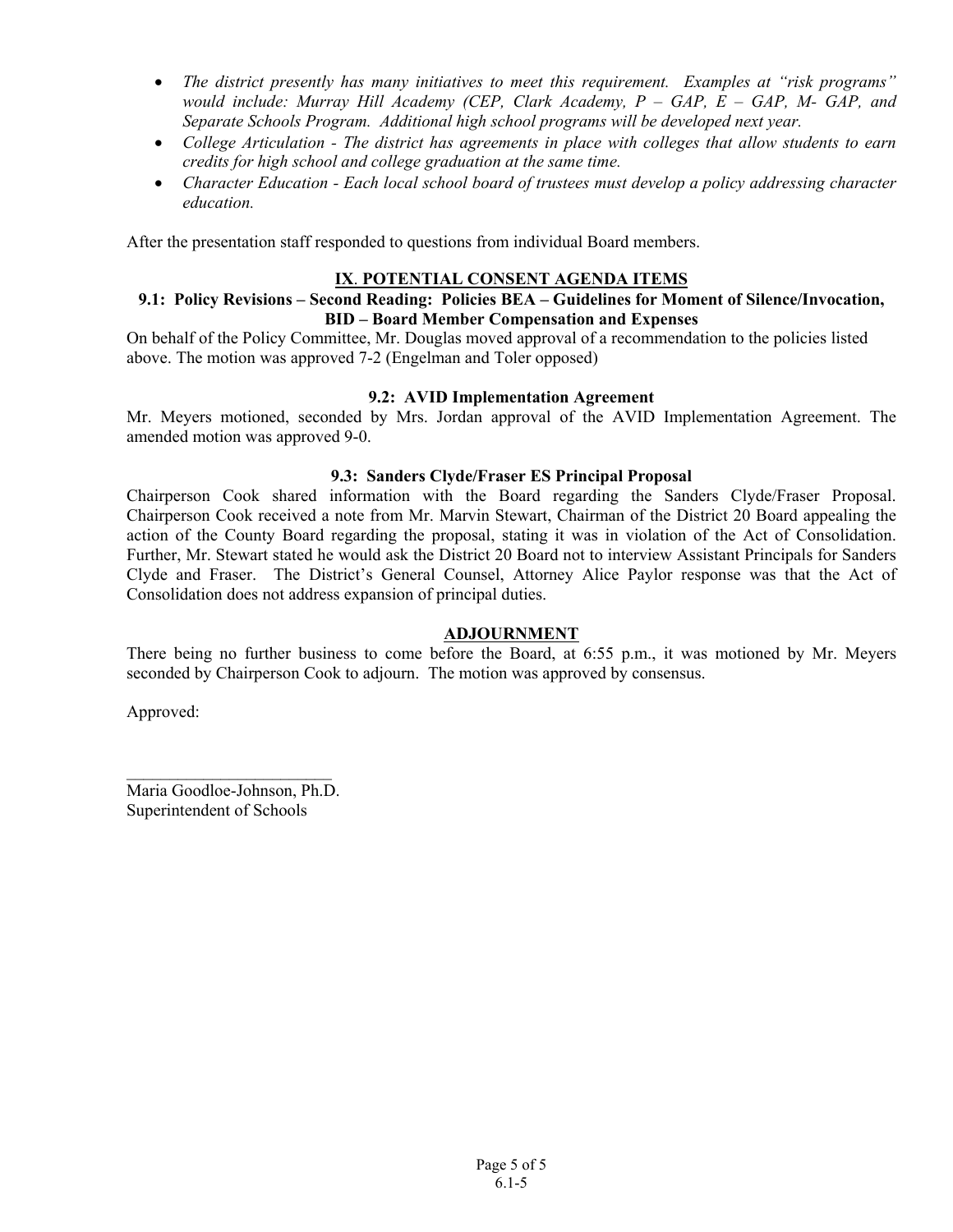- *The district presently has many initiatives to meet this requirement. Examples at "risk programs" would include: Murray Hill Academy (CEP, Clark Academy, P – GAP, E – GAP, M- GAP, and Separate Schools Program. Additional high school programs will be developed next year.*
- *College Articulation - The district has agreements in place with colleges that allow students to earn credits for high school and college graduation at the same time.*
- *Character Education - Each local school board of trustees must develop a policy addressing character education.*

After the presentation staff responded to questions from individual Board members.

## IX. POTENTIAL CONSENT AGENDA ITEMS

### 9.1: Policy Revisions – Second Reading: Policies BEA – Guidelines for Moment of Silence/Invocation, BID – Board Member Compensation and Expenses

On behalf of the Policy Committee, Mr. Douglas moved approval of a recommendation to the policies listed above. The motion was approved 7-2 (Engelman and Toler opposed)

### 9.2: AVID Implementation Agreement

Mr. Meyers motioned, seconded by Mrs. Jordan approval of the AVID Implementation Agreement. The amended motion was approved 9-0.

### 9.3: Sanders Clyde/Fraser ES Principal Proposal

Chairperson Cook shared information with the Board regarding the Sanders Clyde/Fraser Proposal. Chairperson Cook received a note from Mr. Marvin Stewart, Chairman of the District 20 Board appealing the action of the County Board regarding the proposal, stating it was in violation of the Act of Consolidation. Further, Mr. Stewart stated he would ask the District 20 Board not to interview Assistant Principals for Sanders Clyde and Fraser. The District's General Counsel, Attorney Alice Paylor response was that the Act of Consolidation does not address expansion of principal duties.

## ADJOURNMENT

There being no further business to come before the Board, at 6:55 p.m., it was motioned by Mr. Meyers seconded by Chairperson Cook to adjourn. The motion was approved by consensus.

Approved:

\_\_\_\_\_\_\_\_\_\_\_\_\_\_\_\_\_\_\_\_\_\_\_\_\_

Maria Goodloe-Johnson, Ph.D.
Superintendent of Schools

6.1-5